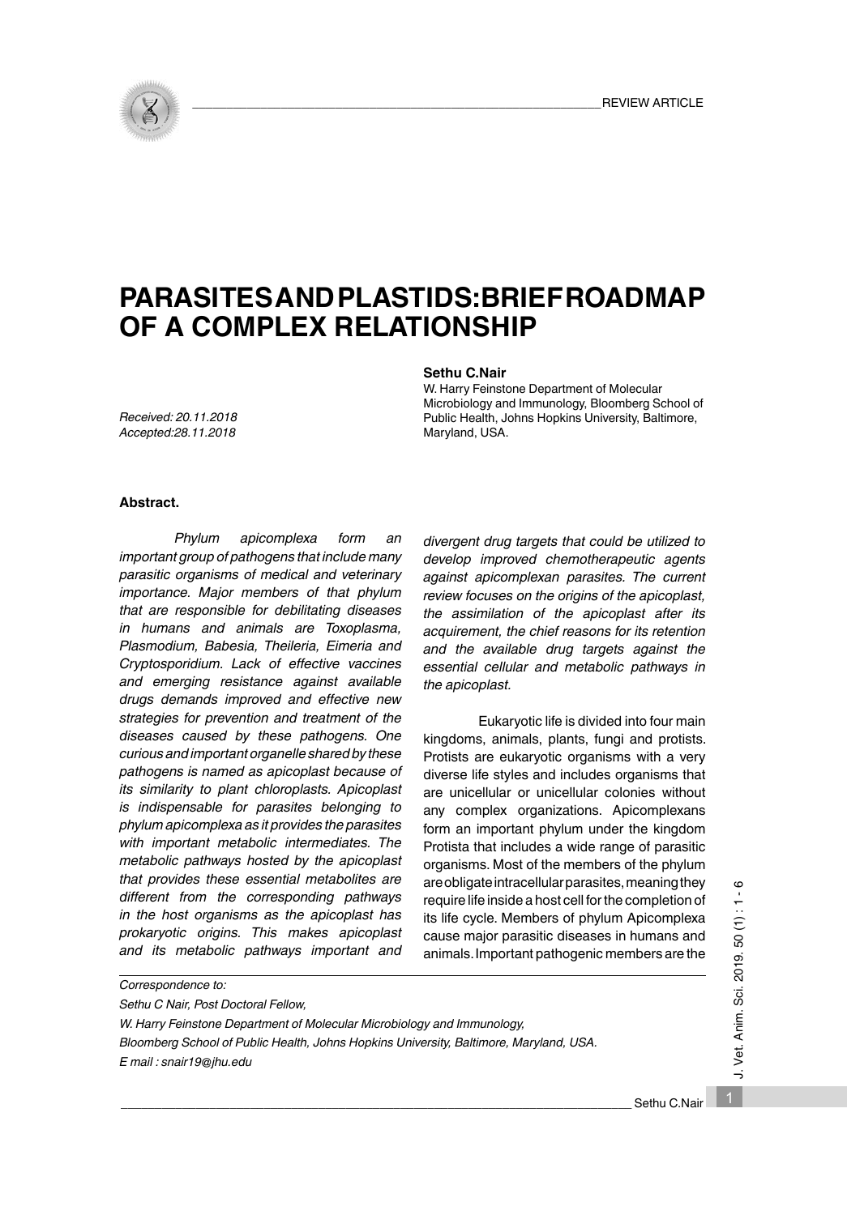REVIEW ARTICLE

# PARASITES AND PLASTIDS: BRIEF ROADMAP OF A COMPLEX RELATIONSHIP

**Sethu C.Nair**

W. Harry Feinstone Department of Molecular Microbiology and Immunology, Bloomberg School of Public Health, Johns Hopkins University, Baltimore, Maryland, USA.

*Received: 20.11.2018*
*Accepted:28.11.2018*

**Abstract.**

*Phylum apicomplexa form an important group of pathogens that include many parasitic organisms of medical and veterinary importance. Major members of that phylum that are responsible for debilitating diseases in humans and animals are Toxoplasma, Plasmodium, Babesia, Theileria, Eimeria and Cryptosporidium. Lack of effective vaccines and emerging resistance against available drugs demands improved and effective new strategies for prevention and treatment of the diseases caused by these pathogens. One curious and important organelle shared by these pathogens is named as apicoplast because of its similarity to plant chloroplasts. Apicoplast is indispensable for parasites belonging to phylum apicomplexa as it provides the parasites with important metabolic intermediates. The metabolic pathways hosted by the apicoplast that provides these essential metabolites are different from the corresponding pathways in the host organisms as the apicoplast has prokaryotic origins. This makes apicoplast and its metabolic pathways important and divergent drug targets that could be utilized to develop improved chemotherapeutic agents against apicomplexan parasites. The current review focuses on the origins of the apicoplast, the assimilation of the apicoplast after its acquirement, the chief reasons for its retention and the available drug targets against the essential cellular and metabolic pathways in the apicoplast.*

Eukaryotic life is divided into four main kingdoms, animals, plants, fungi and protists. Protists are eukaryotic organisms with a very diverse life styles and includes organisms that are unicellular or unicellular colonies without any complex organizations. Apicomplexans form an important phylum under the kingdom Protista that includes a wide range of parasitic organisms. Most of the members of the phylum are obligate intracellular parasites, meaning they require life inside a host cell for the completion of its life cycle. Members of phylum Apicomplexa cause major parasitic diseases in humans and animals. Important pathogenic members are the

---

*Correspondence to:*
*Sethu C Nair, Post Doctoral Fellow,*
*W. Harry Feinstone Department of Molecular Microbiology and Immunology,*
*Bloomberg School of Public Health, Johns Hopkins University, Baltimore, Maryland, USA.*
*E mail : snair19@jhu.edu*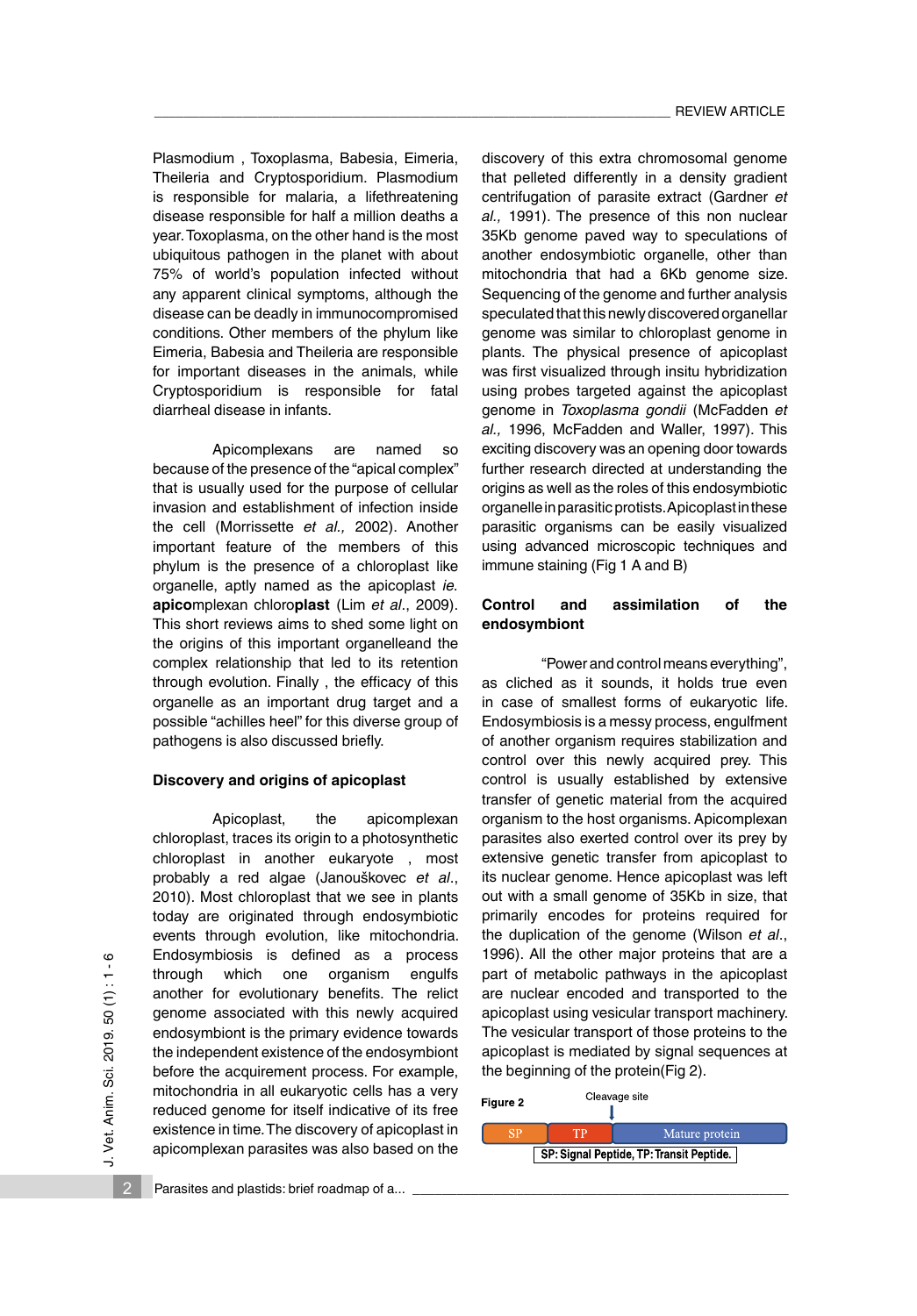Plasmodium , Toxoplasma, Babesia, Eimeria, Theileria and Cryptosporidium. Plasmodium is responsible for malaria, a lifethreatening disease responsible for half a million deaths a year. Toxoplasma, on the other hand is the most ubiquitous pathogen in the planet with about 75% of world's population infected without any apparent clinical symptoms, although the disease can be deadly in immunocompromised conditions. Other members of the phylum like Eimeria, Babesia and Theileria are responsible for important diseases in the animals, while Cryptosporidium is responsible for fatal diarrheal disease in infants.

Apicomplexans are named so because of the presence of the "apical complex" that is usually used for the purpose of cellular invasion and establishment of infection inside the cell (Morrissette *et al.,* 2002). Another important feature of the members of this phylum is the presence of a chloroplast like organelle, aptly named as the apicoplast *ie.* **apico**mplexan chloro**plast** (Lim *et al*., 2009). This short reviews aims to shed some light on the origins of this important organelleand the complex relationship that led to its retention through evolution. Finally , the efficacy of this organelle as an important drug target and a possible "achilles heel" for this diverse group of pathogens is also discussed briefly.

## Discovery and origins of apicoplast

Apicoplast, the apicomplexan chloroplast, traces its origin to a photosynthetic chloroplast in another eukaryote , most probably a red algae (Janouškovec *et al*., 2010). Most chloroplast that we see in plants today are originated through endosymbiotic events through evolution, like mitochondria. Endosymbiosis is defined as a process through which one organism engulfs another for evolutionary benefits. The relict genome associated with this newly acquired endosymbiont is the primary evidence towards the independent existence of the endosymbiont before the acquirement process. For example, mitochondria in all eukaryotic cells has a very reduced genome for itself indicative of its free existence in time. The discovery of apicoplast in apicomplexan parasites was also based on the discovery of this extra chromosomal genome that pelleted differently in a density gradient centrifugation of parasite extract (Gardner *et al.,* 1991). The presence of this non nuclear 35Kb genome paved way to speculations of another endosymbiotic organelle, other than mitochondria that had a 6Kb genome size. Sequencing of the genome and further analysis speculated that this newly discovered organellar genome was similar to chloroplast genome in plants. The physical presence of apicoplast was first visualized through insitu hybridization using probes targeted against the apicoplast genome in *Toxoplasma gondii* (McFadden *et al.,* 1996, McFadden and Waller, 1997). This exciting discovery was an opening door towards further research directed at understanding the origins as well as the roles of this endosymbiotic organelle in parasitic protists. Apicoplast in these parasitic organisms can be easily visualized using advanced microscopic techniques and immune staining (Fig 1 A and B)

## Control and assimilation of the endosymbiont

"Power and control means everything", as cliched as it sounds, it holds true even in case of smallest forms of eukaryotic life. Endosymbiosis is a messy process, engulfment of another organism requires stabilization and control over this newly acquired prey. This control is usually established by extensive transfer of genetic material from the acquired organism to the host organisms. Apicomplexan parasites also exerted control over its prey by extensive genetic transfer from apicoplast to its nuclear genome. Hence apicoplast was left out with a small genome of 35Kb in size, that primarily encodes for proteins required for the duplication of the genome (Wilson *et al*., 1996). All the other major proteins that are a part of metabolic pathways in the apicoplast are nuclear encoded and transported to the apicoplast using vesicular transport machinery. The vesicular transport of those proteins to the apicoplast is mediated by signal sequences at the beginning of the protein(Fig 2).

**Figure 2**

Cleavage site

| SP | TP | Mature protein |
|---|---|---|

SP: Signal Peptide, TP: Transit Peptide.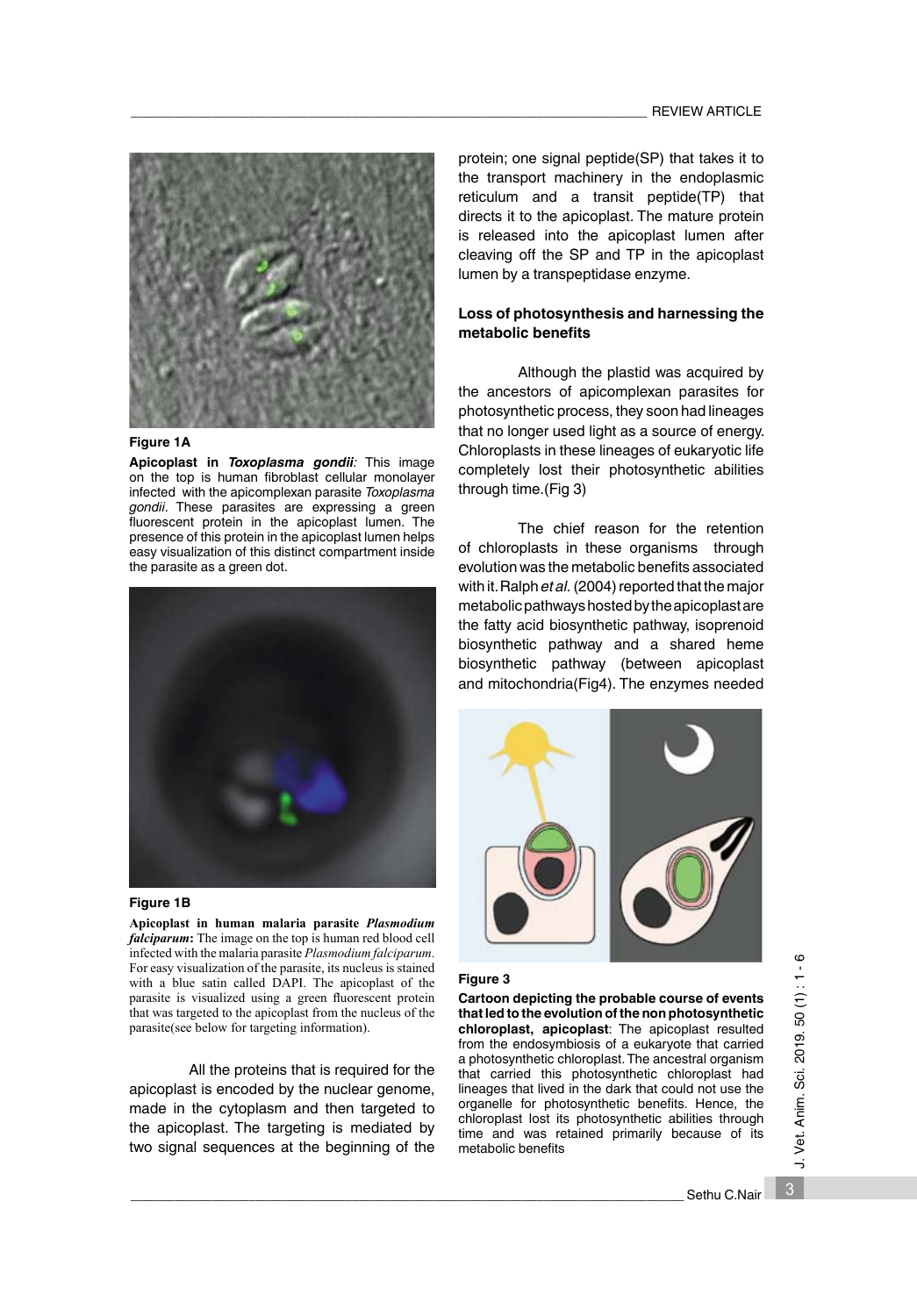**Figure 1A**

**Apicoplast in *Toxoplasma gondii*:** This image on the top is human fibroblast cellular monolayer infected with the apicomplexan parasite *Toxoplasma gondii*. These parasites are expressing a green fluorescent protein in the apicoplast lumen. The presence of this protein in the apicoplast lumen helps easy visualization of this distinct compartment inside the parasite as a green dot.

**Figure 1B**

**Apicoplast in human malaria parasite *Plasmodium falciparum*:** The image on the top is human red blood cell infected with the malaria parasite *Plasmodium falciparum*. For easy visualization of the parasite, its nucleus is stained with a blue satin called DAPI. The apicoplast of the parasite is visualized using a green fluorescent protein that was targeted to the apicoplast from the nucleus of the parasite(see below for targeting information).

All the proteins that is required for the apicoplast is encoded by the nuclear genome, made in the cytoplasm and then targeted to the apicoplast. The targeting is mediated by two signal sequences at the beginning of the protein; one signal peptide(SP) that takes it to the transport machinery in the endoplasmic reticulum and a transit peptide(TP) that directs it to the apicoplast. The mature protein is released into the apicoplast lumen after cleaving off the SP and TP in the apicoplast lumen by a transpeptidase enzyme.

**Loss of photosynthesis and harnessing the metabolic benefits**

Although the plastid was acquired by the ancestors of apicomplexan parasites for photosynthetic process, they soon had lineages that no longer used light as a source of energy. Chloroplasts in these lineages of eukaryotic life completely lost their photosynthetic abilities through time.(Fig 3)

The chief reason for the retention of chloroplasts in these organisms through evolution was the metabolic benefits associated with it. Ralph *et al.* (2004) reported that the major metabolic pathways hosted by the apicoplast are the fatty acid biosynthetic pathway, isoprenoid biosynthetic pathway and a shared heme biosynthetic pathway (between apicoplast and mitochondria(Fig4). The enzymes needed

**Figure 3**

**Cartoon depicting the probable course of events that led to the evolution of the non photosynthetic chloroplast, apicoplast**: The apicoplast resulted from the endosymbiosis of a eukaryote that carried a photosynthetic chloroplast. The ancestral organism that carried this photosynthetic chloroplast had lineages that lived in the dark that could not use the organelle for photosynthetic benefits. Hence, the chloroplast lost its photosynthetic abilities through time and was retained primarily because of its metabolic benefits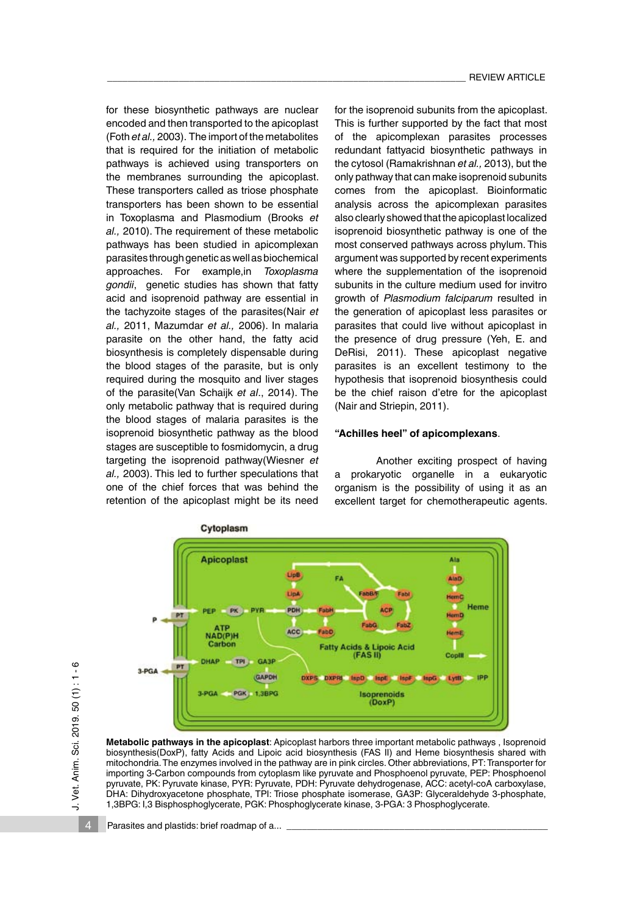for these biosynthetic pathways are nuclear encoded and then transported to the apicoplast (Foth *et al.,* 2003). The import of the metabolites that is required for the initiation of metabolic pathways is achieved using transporters on the membranes surrounding the apicoplast. These transporters called as triose phosphate transporters has been shown to be essential in Toxoplasma and Plasmodium (Brooks *et al.,* 2010). The requirement of these metabolic pathways has been studied in apicomplexan parasites through genetic as well as biochemical approaches. For example,in *Toxoplasma gondii*, genetic studies has shown that fatty acid and isoprenoid pathway are essential in the tachyzoite stages of the parasites(Nair *et al.,* 2011, Mazumdar *et al.,* 2006). In malaria parasite on the other hand, the fatty acid biosynthesis is completely dispensable during the blood stages of the parasite, but is only required during the mosquito and liver stages of the parasite(Van Schaijk *et al*., 2014). The only metabolic pathway that is required during the blood stages of malaria parasites is the isoprenoid biosynthetic pathway as the blood stages are susceptible to fosmidomycin, a drug targeting the isoprenoid pathway(Wiesner *et al.,* 2003). This led to further speculations that one of the chief forces that was behind the retention of the apicoplast might be its need for the isoprenoid subunits from the apicoplast. This is further supported by the fact that most of the apicomplexan parasites processes redundant fattyacid biosynthetic pathways in the cytosol (Ramakrishnan *et al.,* 2013), but the only pathway that can make isoprenoid subunits comes from the apicoplast. Bioinformatic analysis across the apicomplexan parasites also clearly showed that the apicoplast localized isoprenoid biosynthetic pathway is one of the most conserved pathways across phylum. This argument was supported by recent experiments where the supplementation of the isoprenoid subunits in the culture medium used for invitro growth of *Plasmodium falciparum* resulted in the generation of apicoplast less parasites or parasites that could live without apicoplast in the presence of drug pressure (Yeh, E. and DeRisi, 2011). These apicoplast negative parasites is an excellent testimony to the hypothesis that isoprenoid biosynthesis could be the chief raison d'etre for the apicoplast (Nair and Striepin, 2011).

**"Achilles heel" of apicomplexans**.

Another exciting prospect of having a prokaryotic organelle in a eukaryotic organism is the possibility of using it as an excellent target for chemotherapeutic agents.

**Metabolic pathways in the apicoplast**: Apicoplast harbors three important metabolic pathways , Isoprenoid biosynthesis(DoxP), fatty Acids and Lipoic acid biosynthesis (FAS II) and Heme biosynthesis shared with mitochondria. The enzymes involved in the pathway are in pink circles. Other abbreviations, PT: Transporter for importing 3-Carbon compounds from cytoplasm like pyruvate and Phosphoenol pyruvate, PEP: Phosphoenol pyruvate, PK: Pyruvate kinase, PYR: Pyruvate, PDH: Pyruvate dehydrogenase, ACC: acetyl-coA carboxylase, DHA: Dihydroxyacetone phosphate, TPI: Triose phosphate isomerase, GA3P: Glyceraldehyde 3-phosphate, 1,3BPG: I,3 Bisphosphoglycerate, PGK: Phosphoglycerate kinase, 3-PGA: 3 Phosphoglycerate.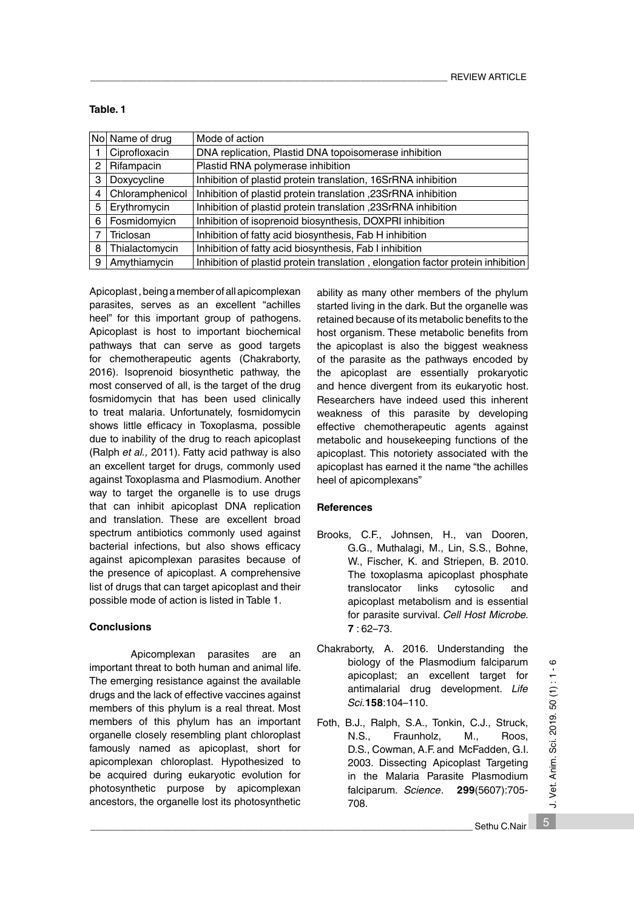**Table. 1**

| No | Name of drug | Mode of action |
|---|---|---|
| 1 | Ciprofloxacin | DNA replication, Plastid DNA topoisomerase inhibition |
| 2 | Rifampacin | Plastid RNA polymerase inhibition |
| 3 | Doxycycline | Inhibition of plastid protein translation, 16SrRNA inhibition |
| 4 | Chloramphenicol | Inhibition of plastid protein translation ,23SrRNA inhibition |
| 5 | Erythromycin | Inhibition of plastid protein translation ,23SrRNA inhibition |
| 6 | Fosmidomyicn | Inhibition of isoprenoid biosynthesis, DOXPRI inhibition |
| 7 | Triclosan | Inhibition of fatty acid biosynthesis, Fab H inhibition |
| 8 | Thialactomycin | Inhibition of fatty acid biosynthesis, Fab I inhibition |
| 9 | Amythiamycin | Inhibition of plastid protein translation , elongation factor protein inhibition |

Apicoplast , being a member of all apicomplexan parasites, serves as an excellent "achilles heel" for this important group of pathogens. Apicoplast is host to important biochemical pathways that can serve as good targets for chemotherapeutic agents (Chakraborty, 2016). Isoprenoid biosynthetic pathway, the most conserved of all, is the target of the drug fosmidomycin that has been used clinically to treat malaria. Unfortunately, fosmidomycin shows little efficacy in Toxoplasma, possible due to inability of the drug to reach apicoplast (Ralph *et al.,* 2011). Fatty acid pathway is also an excellent target for drugs, commonly used against Toxoplasma and Plasmodium. Another way to target the organelle is to use drugs that can inhibit apicoplast DNA replication and translation. These are excellent broad spectrum antibiotics commonly used against bacterial infections, but also shows efficacy against apicomplexan parasites because of the presence of apicoplast. A comprehensive list of drugs that can target apicoplast and their possible mode of action is listed in Table 1.

## Conclusions

Apicomplexan parasites are an important threat to both human and animal life. The emerging resistance against the available drugs and the lack of effective vaccines against members of this phylum is a real threat. Most members of this phylum has an important organelle closely resembling plant chloroplast famously named as apicoplast, short for apicomplexan chloroplast. Hypothesized to be acquired during eukaryotic evolution for photosynthetic purpose by apicomplexan ancestors, the organelle lost its photosynthetic ability as many other members of the phylum started living in the dark. But the organelle was retained because of its metabolic benefits to the host organism. These metabolic benefits from the apicoplast is also the biggest weakness of the parasite as the pathways encoded by the apicoplast are essentially prokaryotic and hence divergent from its eukaryotic host. Researchers have indeed used this inherent weakness of this parasite by developing effective chemotherapeutic agents against metabolic and housekeeping functions of the apicoplast. This notoriety associated with the apicoplast has earned it the name "the achilles heel of apicomplexans"

## References

Brooks, C.F., Johnsen, H., van Dooren, G.G., Muthalagi, M., Lin, S.S., Bohne, W., Fischer, K. and Striepen, B. 2010. The toxoplasma apicoplast phosphate translocator links cytosolic and apicoplast metabolism and is essential for parasite survival. *Cell Host Microbe.* **7** : 62–73.

Chakraborty, A. 2016. Understanding the biology of the Plasmodium falciparum apicoplast; an excellent target for antimalarial drug development. *Life Sci.***158**:104–110.

Foth, B.J., Ralph, S.A., Tonkin, C.J., Struck, N.S., Fraunholz, M., Roos, D.S., Cowman, A.F. and McFadden, G.I. 2003. Dissecting Apicoplast Targeting in the Malaria Parasite Plasmodium falciparum. *Science*. **299**(5607):705-708.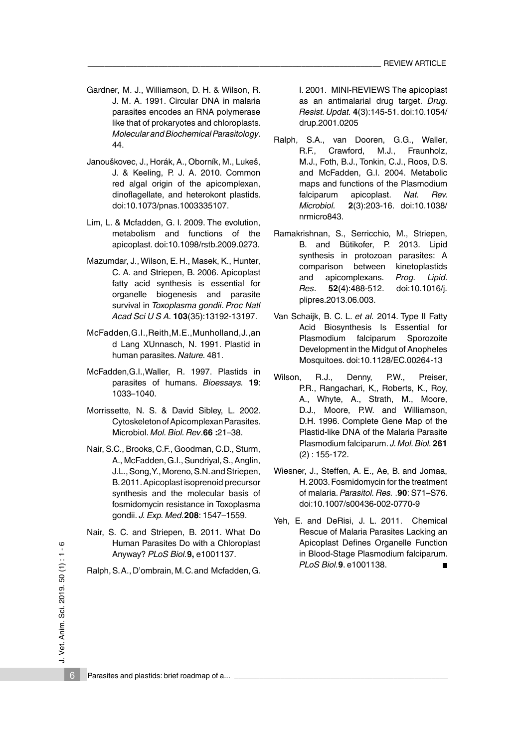Gardner, M. J., Williamson, D. H. & Wilson, R. J. M. A. 1991. Circular DNA in malaria parasites encodes an RNA polymerase like that of prokaryotes and chloroplasts. *Molecular and Biochemical Parasitology*. 44.

Janouškovec, J., Horák, A., Oborník, M., Lukeš, J. & Keeling, P. J. A. 2010. Common red algal origin of the apicomplexan, dinoflagellate, and heterokont plastids. doi:10.1073/pnas.1003335107.

Lim, L. & Mcfadden, G. I. 2009. The evolution, metabolism and functions of the apicoplast. doi:10.1098/rstb.2009.0273.

Mazumdar, J., Wilson, E. H., Masek, K., Hunter, C. A. and Striepen, B. 2006. Apicoplast fatty acid synthesis is essential for organelle biogenesis and parasite survival in *Toxoplasma gondii*. *Proc Natl Acad Sci U S A*. **103**(35):13192-13197.

McFadden,G.I.,Reith,M.E.,Munholland,J.,and Lang XUnnasch, N. 1991. Plastid in human parasites. *Nature*. 481.

McFadden,G.I.,Waller, R. 1997. Plastids in parasites of humans. *Bioessays.* **19**: 1033–1040.

Morrissette, N. S. & David Sibley, L. 2002. Cytoskeleton of Apicomplexan Parasites. Microbiol. *Mol. Biol. Rev*.**66 :**21–38.

Nair, S.C., Brooks, C.F., Goodman, C.D., Sturm, A., McFadden, G.I., Sundriyal, S., Anglin, J.L., Song, Y., Moreno, S.N. and Striepen, B. 2011. Apicoplast isoprenoid precursor synthesis and the molecular basis of fosmidomycin resistance in Toxoplasma gondii. *J. Exp. Med.***208**: 1547–1559.

Nair, S. C. and Striepen, B. 2011. What Do Human Parasites Do with a Chloroplast Anyway? *PLoS Biol.***9,** e1001137.

Ralph, S. A., D'ombrain, M. C. and Mcfadden, G. I. 2001. MINI-REVIEWS The apicoplast as an antimalarial drug target. *Drug. Resist. Updat.* **4**(3):145-51. doi:10.1054/drup.2001.0205

Ralph, S.A., van Dooren, G.G., Waller, R.F., Crawford, M.J., Fraunholz, M.J., Foth, B.J., Tonkin, C.J., Roos, D.S. and McFadden, G.I. 2004. Metabolic maps and functions of the Plasmodium falciparum apicoplast. *Nat. Rev. Microbiol.* **2**(3):203-16. doi:10.1038/nrmicro843.

Ramakrishnan, S., Serricchio, M., Striepen, B. and Bütikofer, P. 2013. Lipid synthesis in protozoan parasites: A comparison between kinetoplastids and apicomplexans. *Prog. Lipid. Res*. **52**(4):488-512. doi:10.1016/j.plipres.2013.06.003.

Van Schaijk, B. C. L. *et al.* 2014. Type II Fatty Acid Biosynthesis Is Essential for Plasmodium falciparum Sporozoite Development in the Midgut of Anopheles Mosquitoes. doi:10.1128/EC.00264-13

Wilson, R.J., Denny, P.W., Preiser, P.R., Rangachari, K., Roberts, K., Roy, A., Whyte, A., Strath, M., Moore, D.J., Moore, P.W. and Williamson, D.H. 1996. Complete Gene Map of the Plastid-like DNA of the Malaria Parasite Plasmodium falciparum. *J. Mol. Biol.* **261** (2) : 155-172.

Wiesner, J., Steffen, A. E., Ae, B. and Jomaa, H. 2003. Fosmidomycin for the treatment of malaria. *Parasitol. Res.* .**90**: S71–S76. doi:10.1007/s00436-002-0770-9

Yeh, E. and DeRisi, J. L. 2011. Chemical Rescue of Malaria Parasites Lacking an Apicoplast Defines Organelle Function in Blood-Stage Plasmodium falciparum. *PLoS Biol.***9**. e1001138.